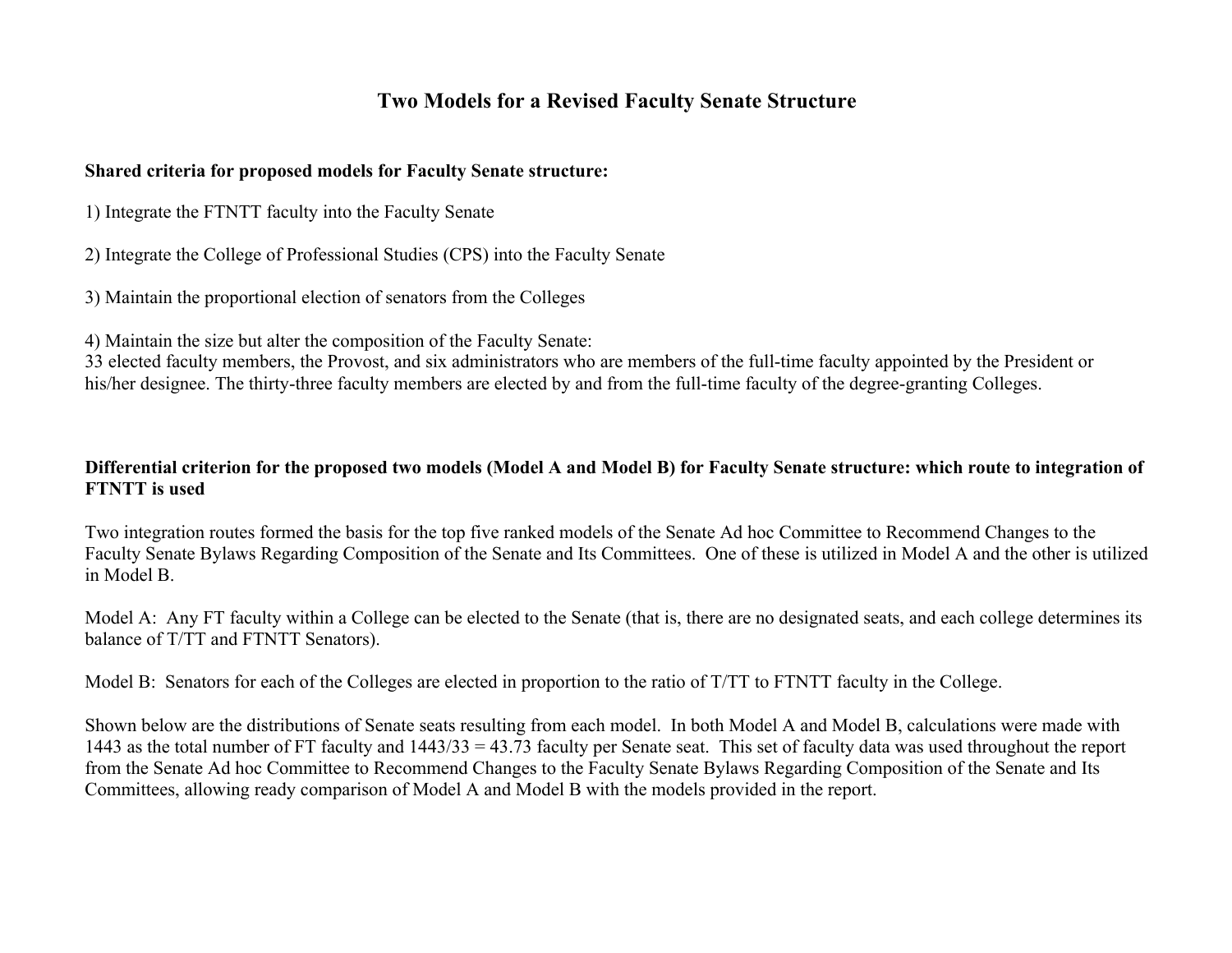# Two Models for a Revised Faculty Senate Structure

**Shared criteria for proposed models for Faculty Senate structure:**

1) Integrate the FTNTT faculty into the Faculty Senate

2) Integrate the College of Professional Studies (CPS) into the Faculty Senate

3) Maintain the proportional election of senators from the Colleges

4) Maintain the size but alter the composition of the Faculty Senate:
33 elected faculty members, the Provost, and six administrators who are members of the full-time faculty appointed by the President or his/her designee. The thirty-three faculty members are elected by and from the full-time faculty of the degree-granting Colleges.

**Differential criterion for the proposed two models (Model A and Model B) for Faculty Senate structure: which route to integration of FTNTT is used**

Two integration routes formed the basis for the top five ranked models of the Senate Ad hoc Committee to Recommend Changes to the Faculty Senate Bylaws Regarding Composition of the Senate and Its Committees. One of these is utilized in Model A and the other is utilized in Model B.

Model A: Any FT faculty within a College can be elected to the Senate (that is, there are no designated seats, and each college determines its balance of T/TT and FTNTT Senators).

Model B: Senators for each of the Colleges are elected in proportion to the ratio of T/TT to FTNTT faculty in the College.

Shown below are the distributions of Senate seats resulting from each model. In both Model A and Model B, calculations were made with 1443 as the total number of FT faculty and 1443/33 = 43.73 faculty per Senate seat. This set of faculty data was used throughout the report from the Senate Ad hoc Committee to Recommend Changes to the Faculty Senate Bylaws Regarding Composition of the Senate and Its Committees, allowing ready comparison of Model A and Model B with the models provided in the report.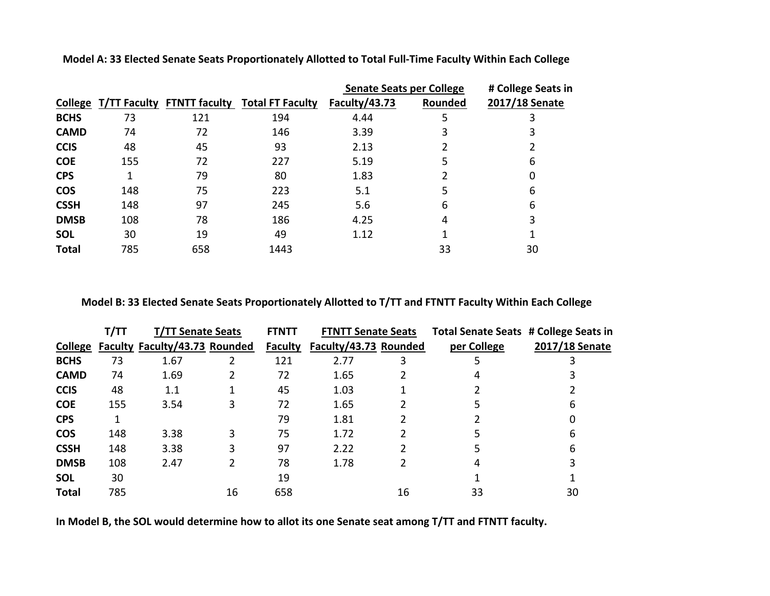**Model A: 33 Elected Senate Seats Proportionately Allotted to Total Full-Time Faculty Within Each College**

| | | | | Senate Seats per College | | # College Seats in |
|---|---|---|---|---|---|---|
| College | T/TT Faculty | FTNTT faculty | Total FT Faculty | Faculty/43.73 | Rounded | 2017/18 Senate |
| BCHS | 73 | 121 | 194 | 4.44 | 5 | 3 |
| CAMD | 74 | 72 | 146 | 3.39 | 3 | 3 |
| CCIS | 48 | 45 | 93 | 2.13 | 2 | 2 |
| COE | 155 | 72 | 227 | 5.19 | 5 | 6 |
| CPS | 1 | 79 | 80 | 1.83 | 2 | 0 |
| COS | 148 | 75 | 223 | 5.1 | 5 | 6 |
| CSSH | 148 | 97 | 245 | 5.6 | 6 | 6 |
| DMSB | 108 | 78 | 186 | 4.25 | 4 | 3 |
| SOL | 30 | 19 | 49 | 1.12 | 1 | 1 |
| Total | 785 | 658 | 1443 | | 33 | 30 |

**Model B: 33 Elected Senate Seats Proportionately Allotted to T/TT and FTNTT Faculty Within Each College**

| | T/TT | T/TT Senate Seats | | FTNTT | FTNTT Senate Seats | | Total Senate Seats | # College Seats in |
|---|---|---|---|---|---|---|---|---|
| College | Faculty | Faculty/43.73 | Rounded | Faculty | Faculty/43.73 | Rounded | per College | 2017/18 Senate |
| BCHS | 73 | 1.67 | 2 | 121 | 2.77 | 3 | 5 | 3 |
| CAMD | 74 | 1.69 | 2 | 72 | 1.65 | 2 | 4 | 3 |
| CCIS | 48 | 1.1 | 1 | 45 | 1.03 | 1 | 2 | 2 |
| COE | 155 | 3.54 | 3 | 72 | 1.65 | 2 | 5 | 6 |
| CPS | 1 | | | 79 | 1.81 | 2 | 2 | 0 |
| COS | 148 | 3.38 | 3 | 75 | 1.72 | 2 | 5 | 6 |
| CSSH | 148 | 3.38 | 3 | 97 | 2.22 | 2 | 5 | 6 |
| DMSB | 108 | 2.47 | 2 | 78 | 1.78 | 2 | 4 | 3 |
| SOL | 30 | | | 19 | | | 1 | 1 |
| Total | 785 | | 16 | 658 | | 16 | 33 | 30 |

**In Model B, the SOL would determine how to allot its one Senate seat among T/TT and FTNTT faculty.**